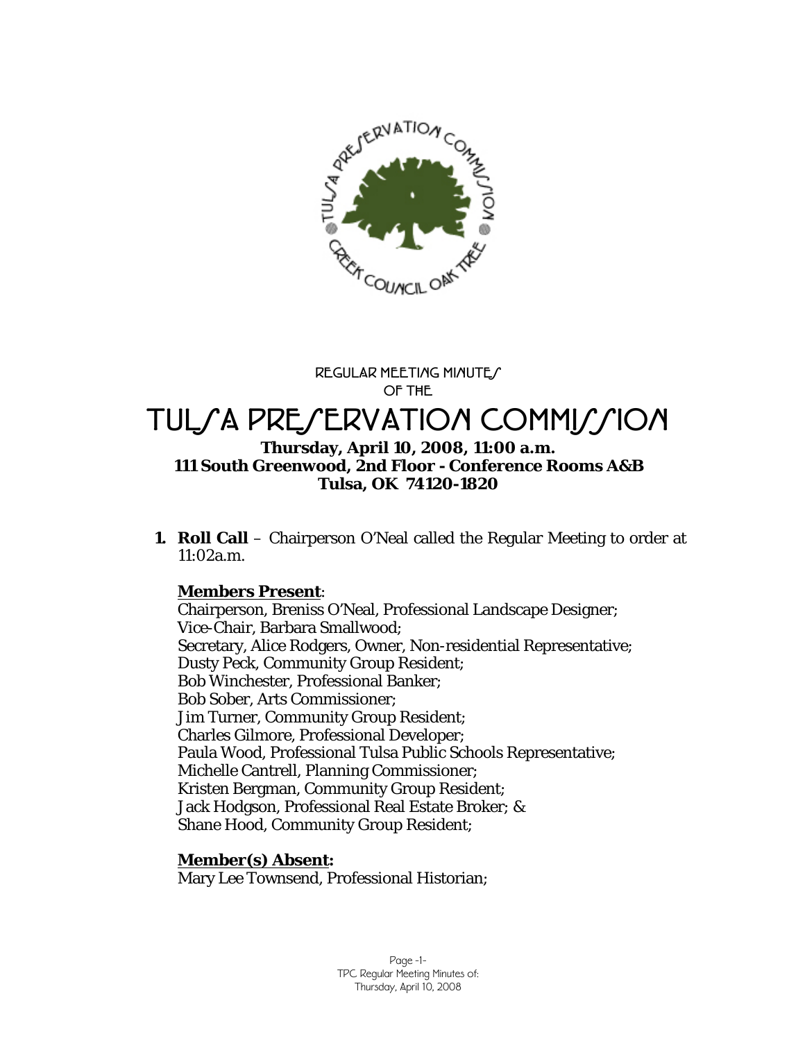REGULAR MEETING MINUTES
OF THE

# TULSA PRESERVATION COMMISSION

**Thursday, April 10, 2008, 11:00 a.m.**
**111 South Greenwood, 2nd Floor - Conference Rooms A&B**
**Tulsa, OK 74120-1820**

1. **Roll Call** – Chairperson O'Neal called the Regular Meeting to order at 11:02a.m.

   **Members Present**:
   Chairperson, Breniss O'Neal, Professional Landscape Designer;
   Vice-Chair, Barbara Smallwood;
   Secretary, Alice Rodgers, Owner, Non-residential Representative;
   Dusty Peck, Community Group Resident;
   Bob Winchester, Professional Banker;
   Bob Sober, Arts Commissioner;
   Jim Turner, Community Group Resident;
   Charles Gilmore, Professional Developer;
   Paula Wood, Professional Tulsa Public Schools Representative;
   Michelle Cantrell, Planning Commissioner;
   Kristen Bergman, Community Group Resident;
   Jack Hodgson, Professional Real Estate Broker; &
   Shane Hood, Community Group Resident;

   **Member(s) Absent:**
   Mary Lee Townsend, Professional Historian;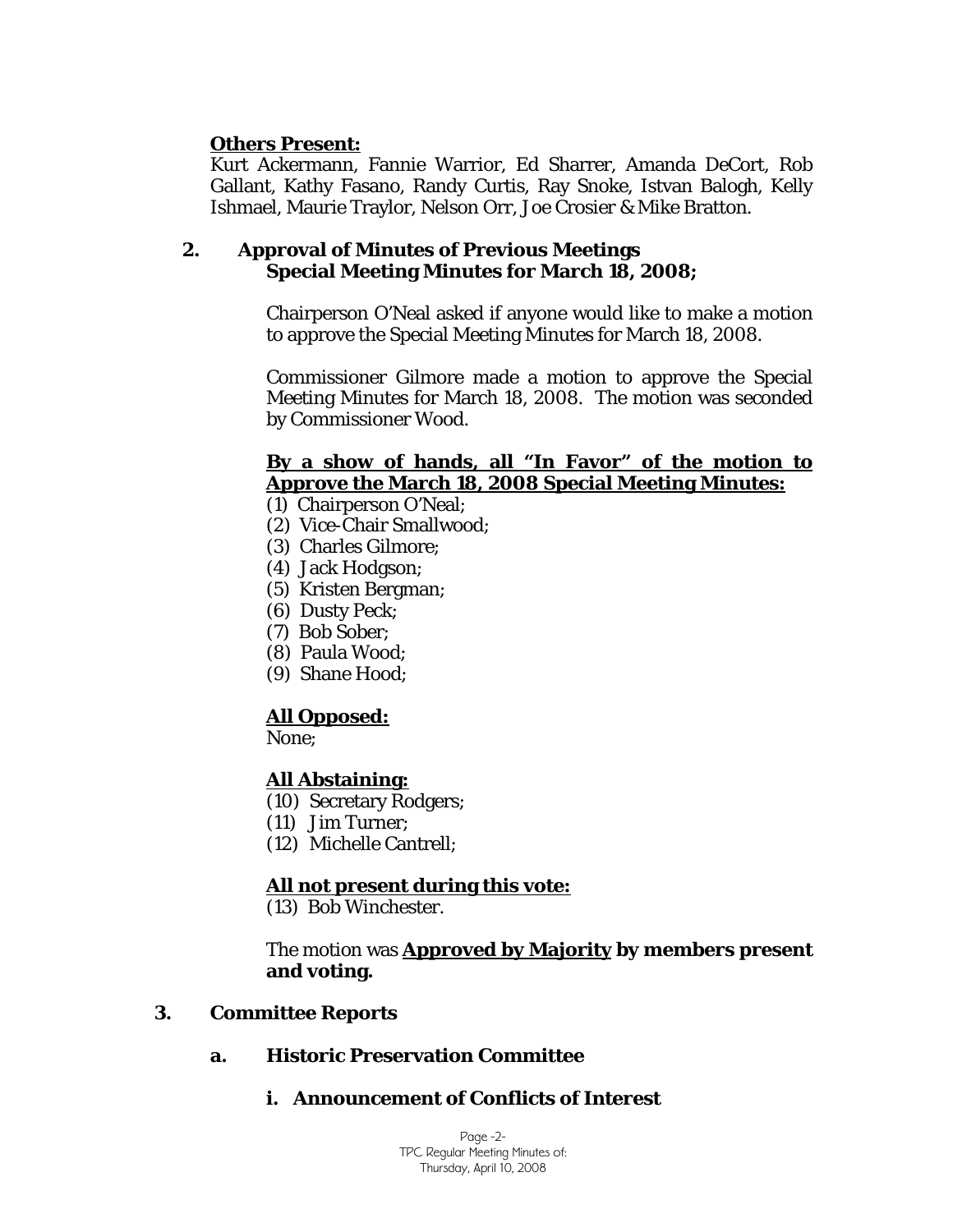**Others Present:**
Kurt Ackermann, Fannie Warrior, Ed Sharrer, Amanda DeCort, Rob Gallant, Kathy Fasano, Randy Curtis, Ray Snoke, Istvan Balogh, Kelly Ishmael, Maurie Traylor, Nelson Orr, Joe Crosier & Mike Bratton.

**2. Approval of Minutes of Previous Meetings**
**Special Meeting Minutes for March 18, 2008;**

Chairperson O'Neal asked if anyone would like to make a motion to approve the Special Meeting Minutes for March 18, 2008.

Commissioner Gilmore made a motion to approve the Special Meeting Minutes for March 18, 2008. The motion was seconded by Commissioner Wood.

**By a show of hands, all "In Favor" of the motion to Approve the March 18, 2008 Special Meeting Minutes:**

(1) Chairperson O'Neal;
(2) Vice-Chair Smallwood;
(3) Charles Gilmore;
(4) Jack Hodgson;
(5) Kristen Bergman;
(6) Dusty Peck;
(7) Bob Sober;
(8) Paula Wood;
(9) Shane Hood;

**All Opposed:**

None;

**All Abstaining:**

(10) Secretary Rodgers;
(11) Jim Turner;
(12) Michelle Cantrell;

**All not present during this vote:**

(13) Bob Winchester.

The motion was **Approved by Majority by members present and voting.**

**3. Committee Reports**

**a. Historic Preservation Committee**

**i. Announcement of Conflicts of Interest**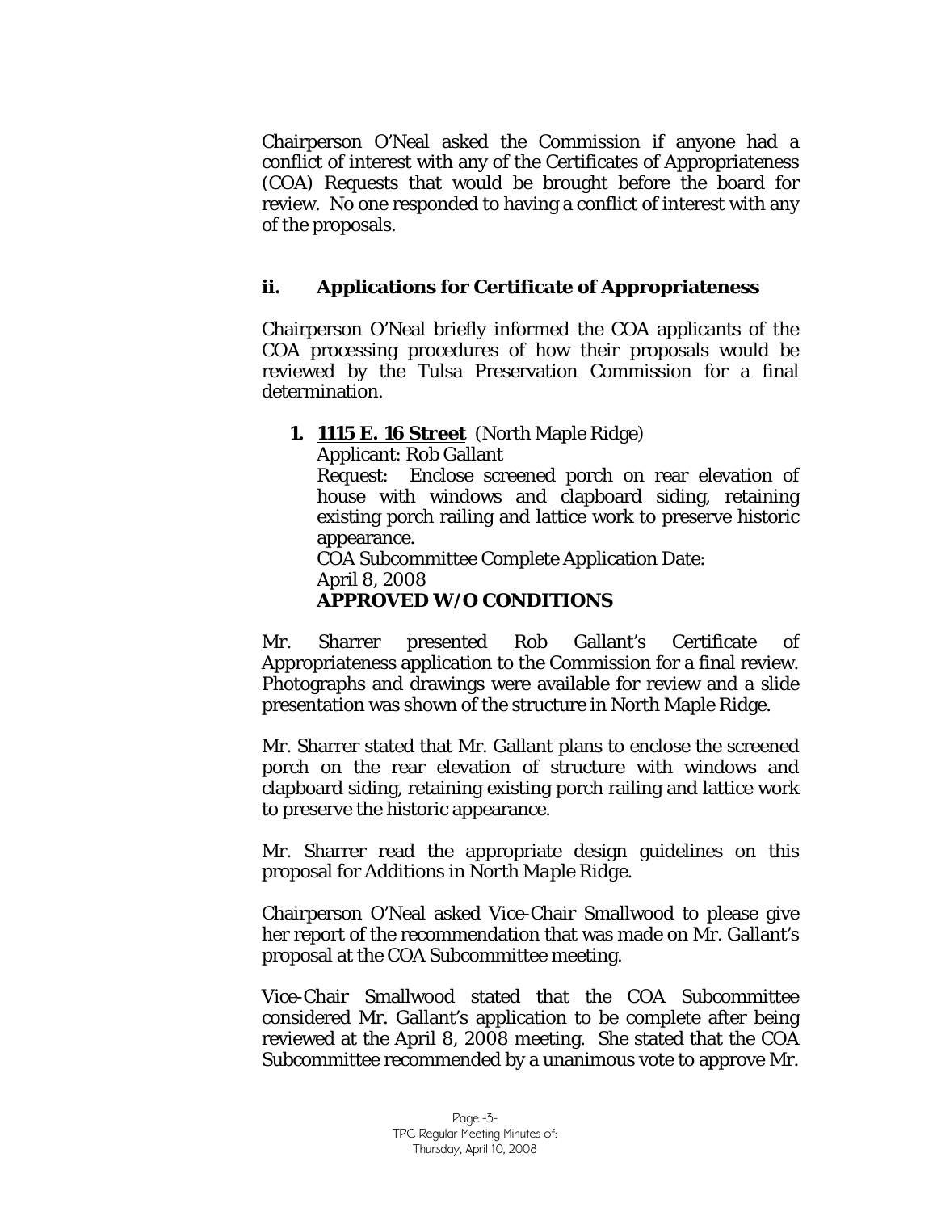Chairperson O'Neal asked the Commission if anyone had a conflict of interest with any of the Certificates of Appropriateness (COA) Requests that would be brought before the board for review. No one responded to having a conflict of interest with any of the proposals.

## ii. Applications for Certificate of Appropriateness

Chairperson O'Neal briefly informed the COA applicants of the COA processing procedures of how their proposals would be reviewed by the Tulsa Preservation Commission for a final determination.

1. **1115 E. 16 Street** (North Maple Ridge)
   Applicant: Rob Gallant
   Request: Enclose screened porch on rear elevation of house with windows and clapboard siding, retaining existing porch railing and lattice work to preserve historic appearance.
   COA Subcommittee Complete Application Date:
   April 8, 2008
   **APPROVED W/O CONDITIONS**

Mr. Sharrer presented Rob Gallant's Certificate of Appropriateness application to the Commission for a final review. Photographs and drawings were available for review and a slide presentation was shown of the structure in North Maple Ridge.

Mr. Sharrer stated that Mr. Gallant plans to enclose the screened porch on the rear elevation of structure with windows and clapboard siding, retaining existing porch railing and lattice work to preserve the historic appearance.

Mr. Sharrer read the appropriate design guidelines on this proposal for Additions in *North Maple Ridge*.

Chairperson O'Neal asked Vice-Chair Smallwood to please give her report of the recommendation that was made on Mr. Gallant's proposal at the COA Subcommittee meeting.

Vice-Chair Smallwood stated that the COA Subcommittee considered Mr. Gallant's application to be complete after being reviewed at the April 8, 2008 meeting. She stated that the COA Subcommittee recommended by a unanimous vote to approve Mr.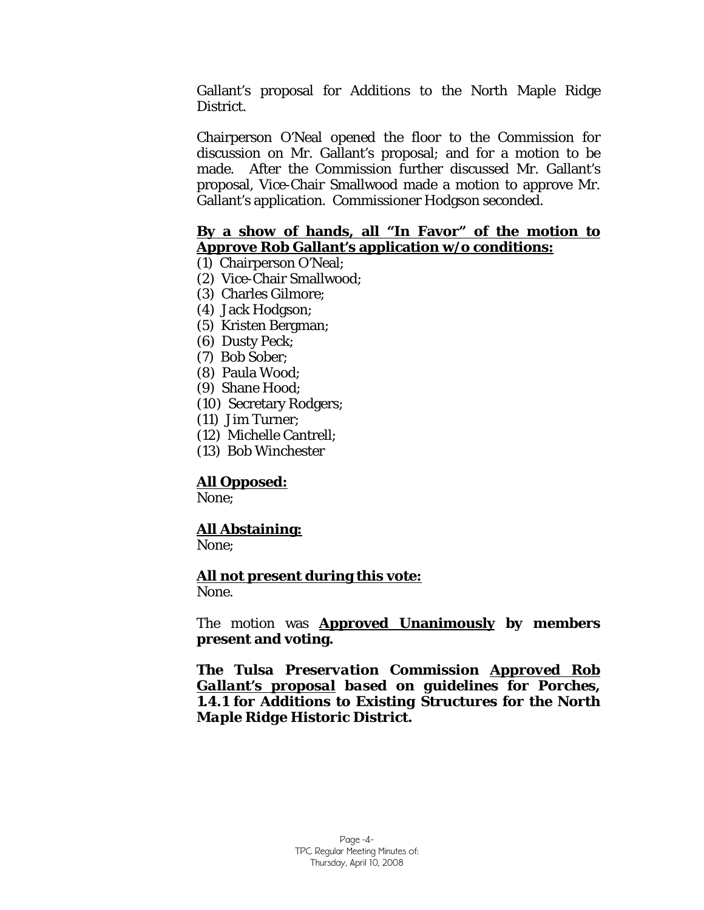Gallant's proposal for Additions to the North Maple Ridge District.

Chairperson O'Neal opened the floor to the Commission for discussion on Mr. Gallant's proposal; and for a motion to be made. After the Commission further discussed Mr. Gallant's proposal, Vice-Chair Smallwood made a motion to approve Mr. Gallant's application. Commissioner Hodgson seconded.

**By a show of hands, all "In Favor" of the motion to Approve Rob Gallant's application w/o conditions:**

(1) Chairperson O'Neal;
(2) Vice-Chair Smallwood;
(3) Charles Gilmore;
(4) Jack Hodgson;
(5) Kristen Bergman;
(6) Dusty Peck;
(7) Bob Sober;
(8) Paula Wood;
(9) Shane Hood;
(10) Secretary Rodgers;
(11) Jim Turner;
(12) Michelle Cantrell;
(13) Bob Winchester

**All Opposed:**
None;

**All Abstaining:**
None;

**All not present during this vote:**
None.

The motion was **Approved Unanimously by members present and voting.**

***The Tulsa Preservation Commission Approved Rob Gallant's proposal based on guidelines for Porches, 1.4.1 for Additions to Existing Structures for the North Maple Ridge Historic District.***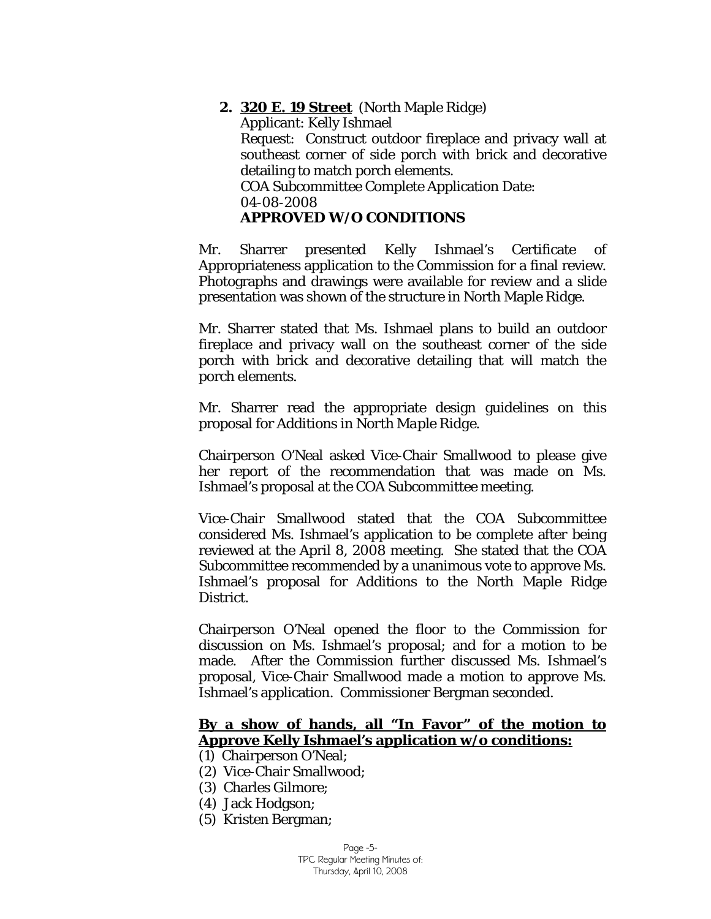2. **<u>320 E. 19 Street</u>** (North Maple Ridge)
   Applicant: Kelly Ishmael
   Request: Construct outdoor fireplace and privacy wall at southeast corner of side porch with brick and decorative detailing to match porch elements.
   COA Subcommittee Complete Application Date: 04-08-2008
   **APPROVED W/O CONDITIONS**

Mr. Sharrer presented Kelly Ishmael's Certificate of Appropriateness application to the Commission for a final review. Photographs and drawings were available for review and a slide presentation was shown of the structure in North Maple Ridge.

Mr. Sharrer stated that Ms. Ishmael plans to build an outdoor fireplace and privacy wall on the southeast corner of the side porch with brick and decorative detailing that will match the porch elements.

Mr. Sharrer read the appropriate design guidelines on this proposal for *Additions in North Maple Ridge*.

Chairperson O'Neal asked Vice-Chair Smallwood to please give her report of the recommendation that was made on Ms. Ishmael's proposal at the COA Subcommittee meeting.

Vice-Chair Smallwood stated that the COA Subcommittee considered Ms. Ishmael's application to be complete after being reviewed at the April 8, 2008 meeting. She stated that the COA Subcommittee recommended by a unanimous vote to approve Ms. Ishmael's proposal for Additions to the North Maple Ridge District.

Chairperson O'Neal opened the floor to the Commission for discussion on Ms. Ishmael's proposal; and for a motion to be made. After the Commission further discussed Ms. Ishmael's proposal, Vice-Chair Smallwood made a motion to approve Ms. Ishmael's application. Commissioner Bergman seconded.

**<u>By a show of hands, all "In Favor" of the motion to Approve Kelly Ishmael's application w/o conditions:</u>**

(1) Chairperson O'Neal;
(2) Vice-Chair Smallwood;
(3) Charles Gilmore;
(4) Jack Hodgson;
(5) Kristen Bergman;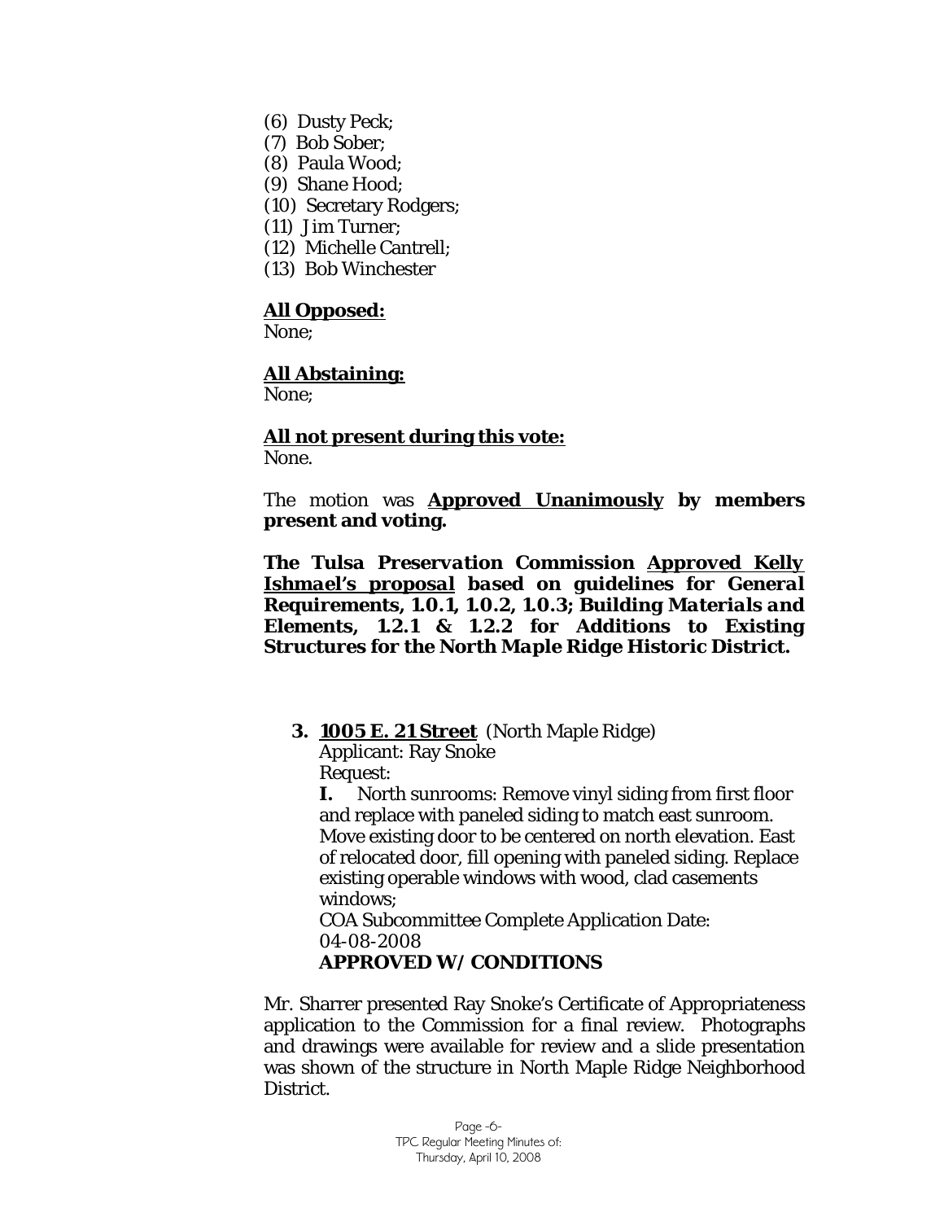(6) Dusty Peck;
(7) Bob Sober;
(8) Paula Wood;
(9) Shane Hood;
(10) Secretary Rodgers;
(11) Jim Turner;
(12) Michelle Cantrell;
(13) Bob Winchester

**All Opposed:**
None;

**All Abstaining:**
None;

**All not present during this vote:**
None.

The motion was **Approved Unanimously by members present and voting.**

***The Tulsa Preservation Commission Approved Kelly Ishmael's proposal based on guidelines for General Requirements, 1.0.1, 1.0.2, 1.0.3; Building Materials and Elements, 1.2.1 & 1.2.2 for Additions to Existing Structures for the North Maple Ridge Historic District.***

**3. 1005 E. 21 Street** (North Maple Ridge)
Applicant: Ray Snoke
Request:
**I.** North sunrooms: Remove vinyl siding from first floor and replace with paneled siding to match east sunroom. Move existing door to be centered on north elevation. East of relocated door, fill opening with paneled siding. Replace existing operable windows with wood, clad casements windows;
COA Subcommittee Complete Application Date: 04-08-2008
**APPROVED W/ CONDITIONS**

Mr. Sharrer presented Ray Snoke's Certificate of Appropriateness application to the Commission for a final review. Photographs and drawings were available for review and a slide presentation was shown of the structure in North Maple Ridge Neighborhood District.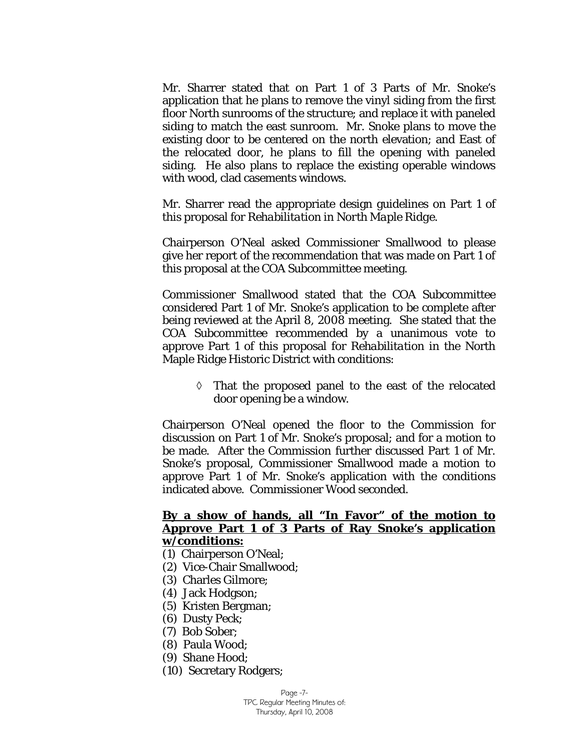Mr. Sharrer stated that on Part 1 of 3 Parts of Mr. Snoke's application that he plans to remove the vinyl siding from the first floor North sunrooms of the structure; and replace it with paneled siding to match the east sunroom. Mr. Snoke plans to move the existing door to be centered on the north elevation; and East of the relocated door, he plans to fill the opening with paneled siding. He also plans to replace the existing operable windows with wood, clad casements windows.

Mr. Sharrer read the appropriate design guidelines on Part 1 of this proposal for *Rehabilitation in North Maple Ridge.*

Chairperson O'Neal asked Commissioner Smallwood to please give her report of the recommendation that was made on Part 1 of this proposal at the COA Subcommittee meeting.

Commissioner Smallwood stated that the COA Subcommittee considered Part 1 of Mr. Snoke's application to be complete after being reviewed at the April 8, 2008 meeting. She stated that the COA Subcommittee recommended by a unanimous vote to approve Part 1 of this proposal for *Rehabilitation* in the North Maple Ridge Historic District with conditions:

- ◊ That the proposed panel to the east of the relocated door opening be a window.

Chairperson O'Neal opened the floor to the Commission for discussion on Part 1 of Mr. Snoke's proposal; and for a motion to be made. After the Commission further discussed Part 1 of Mr. Snoke's proposal, Commissioner Smallwood made a motion to approve Part 1 of Mr. Snoke's application with the conditions indicated above. Commissioner Wood seconded.

**By a show of hands, all "In Favor" of the motion to Approve Part 1 of 3 Parts of Ray Snoke's application w/conditions:**

(1) Chairperson O'Neal;
(2) Vice-Chair Smallwood;
(3) Charles Gilmore;
(4) Jack Hodgson;
(5) Kristen Bergman;
(6) Dusty Peck;
(7) Bob Sober;
(8) Paula Wood;
(9) Shane Hood;
(10) Secretary Rodgers;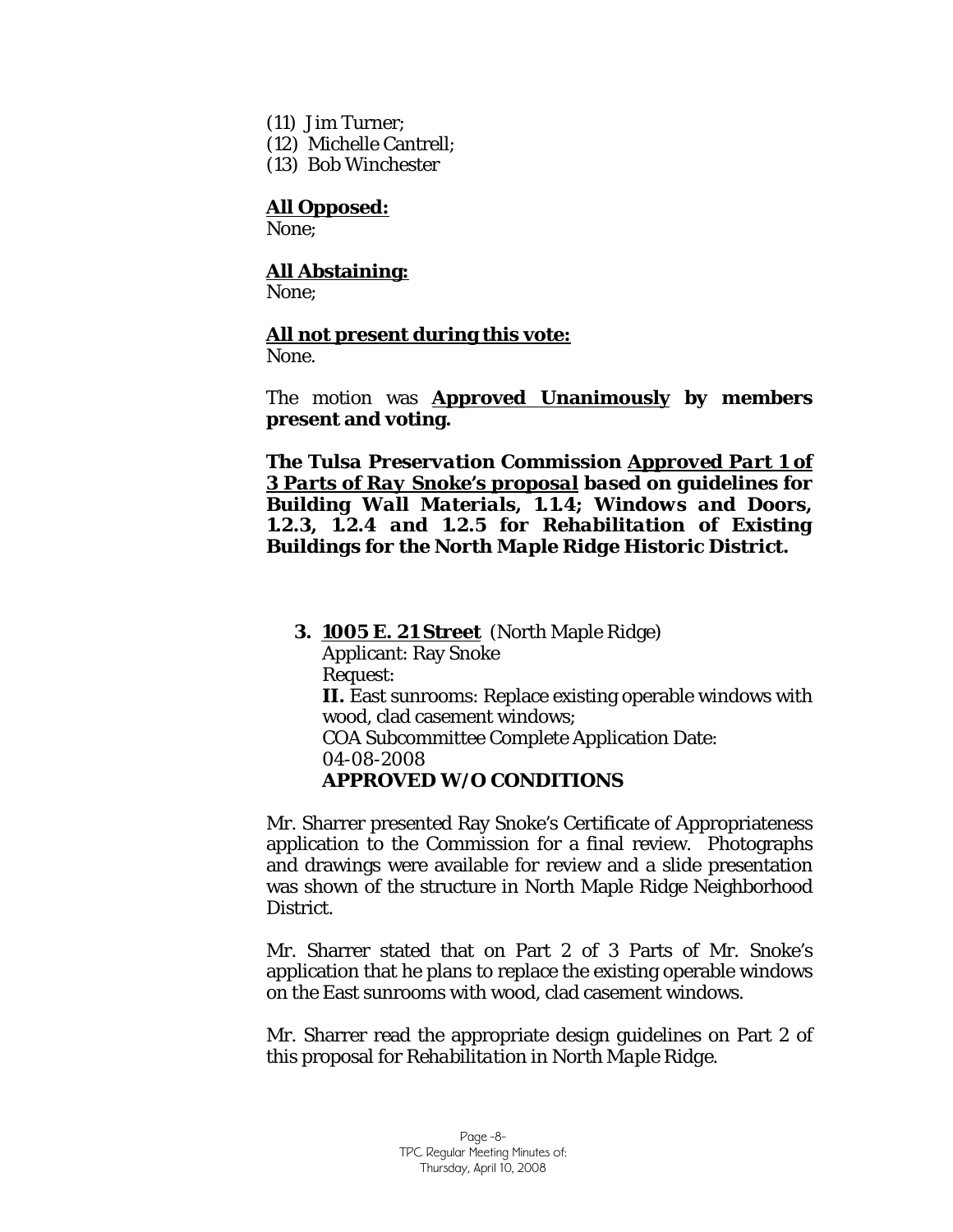(11) Jim Turner;
(12) Michelle Cantrell;
(13) Bob Winchester

**All Opposed:**
None;

**All Abstaining:**
None;

**All not present during this vote:**
None.

The motion was **Approved Unanimously by members present and voting.**

***The Tulsa Preservation Commission Approved Part 1 of 3 Parts of Ray Snoke's proposal based on guidelines for Building Wall Materials, 1.1.4; Windows and Doors, 1.2.3, 1.2.4 and 1.2.5 for Rehabilitation of Existing Buildings for the North Maple Ridge Historic District.***

**3. 1005 E. 21 Street** (North Maple Ridge)
Applicant: Ray Snoke
Request:
**II.** East sunrooms: Replace existing operable windows with wood, clad casement windows;
COA Subcommittee Complete Application Date: 04-08-2008
**APPROVED W/O CONDITIONS**

Mr. Sharrer presented Ray Snoke's Certificate of Appropriateness application to the Commission for a final review. Photographs and drawings were available for review and a slide presentation was shown of the structure in North Maple Ridge Neighborhood District.

Mr. Sharrer stated that on Part 2 of 3 Parts of Mr. Snoke's application that he plans to replace the existing operable windows on the East sunrooms with wood, clad casement windows.

Mr. Sharrer read the appropriate design guidelines on Part 2 of this proposal for *Rehabilitation in North Maple Ridge.*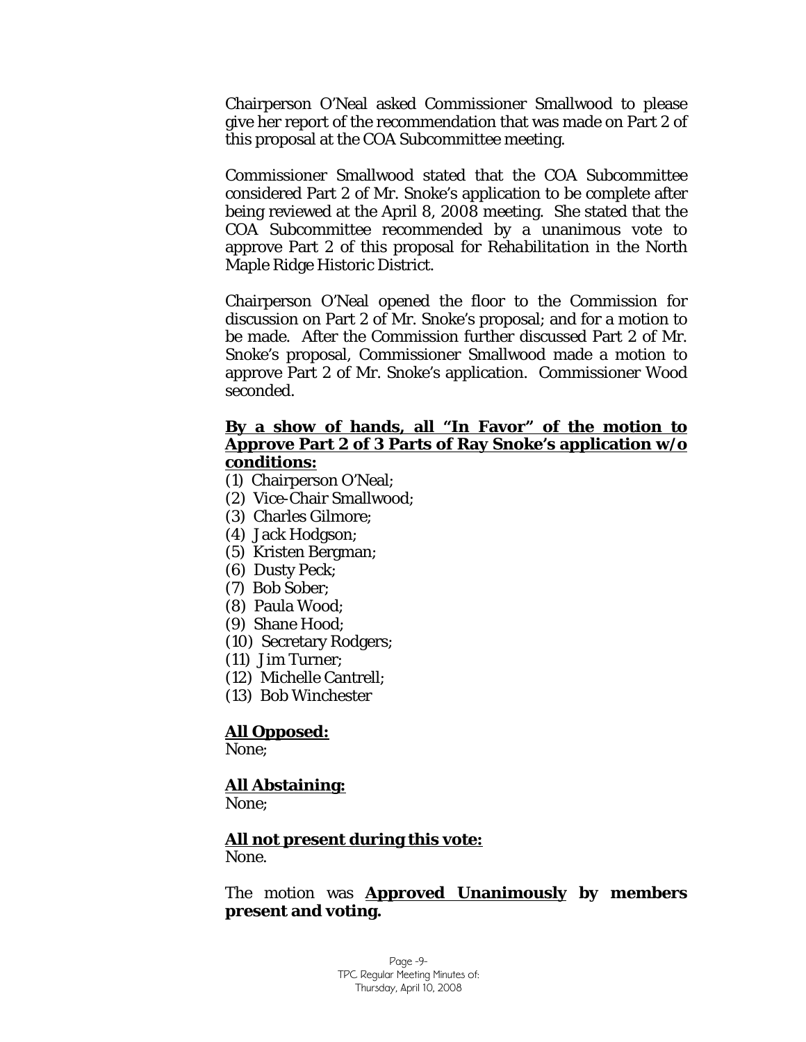Chairperson O'Neal asked Commissioner Smallwood to please give her report of the recommendation that was made on Part 2 of this proposal at the COA Subcommittee meeting.

Commissioner Smallwood stated that the COA Subcommittee considered Part 2 of Mr. Snoke's application to be complete after being reviewed at the April 8, 2008 meeting. She stated that the COA Subcommittee recommended by a unanimous vote to approve Part 2 of this proposal for *Rehabilitation* in the North Maple Ridge Historic District.

Chairperson O'Neal opened the floor to the Commission for discussion on Part 2 of Mr. Snoke's proposal; and for a motion to be made. After the Commission further discussed Part 2 of Mr. Snoke's proposal, Commissioner Smallwood made a motion to approve Part 2 of Mr. Snoke's application. Commissioner Wood seconded.

**By a show of hands, all "In Favor" of the motion to Approve Part 2 of 3 Parts of Ray Snoke's application w/o conditions:**

(1) Chairperson O'Neal;
(2) Vice-Chair Smallwood;
(3) Charles Gilmore;
(4) Jack Hodgson;
(5) Kristen Bergman;
(6) Dusty Peck;
(7) Bob Sober;
(8) Paula Wood;
(9) Shane Hood;
(10) Secretary Rodgers;
(11) Jim Turner;
(12) Michelle Cantrell;
(13) Bob Winchester

**All Opposed:**
None;

**All Abstaining:**
None;

**All not present during this vote:**
None.

The motion was **Approved Unanimously by members present and voting.**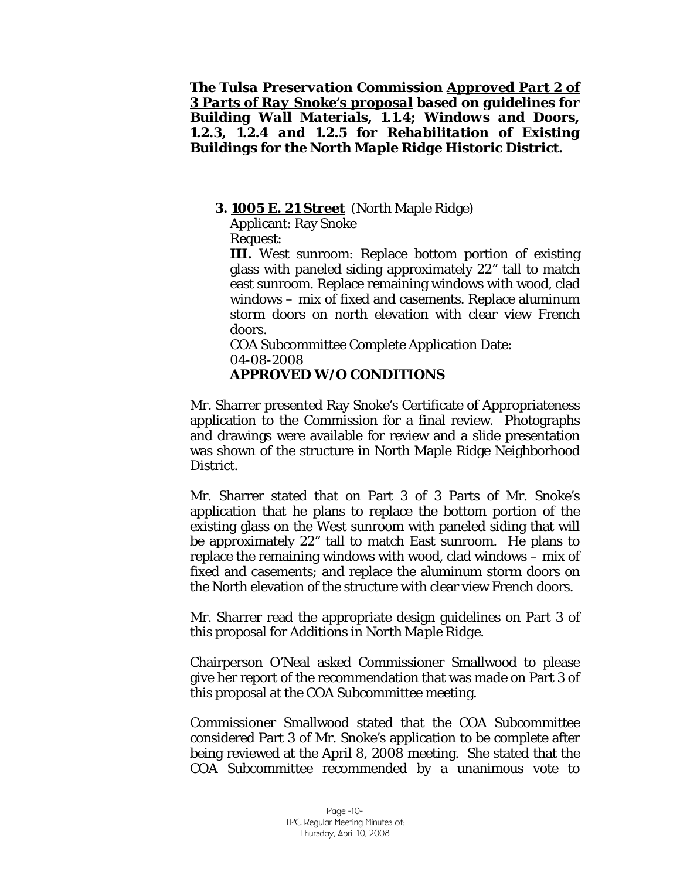***The Tulsa Preservation Commission <u>Approved Part 2 of 3 Parts of Ray Snoke's proposal</u> based on guidelines for Building Wall Materials, 1.1.4; Windows and Doors, 1.2.3, 1.2.4 and 1.2.5 for Rehabilitation of Existing Buildings for the North Maple Ridge Historic District.***

**3. <u>1005 E. 21 Street</u>** (North Maple Ridge)
Applicant: Ray Snoke
Request:
**III.** West sunroom: Replace bottom portion of existing glass with paneled siding approximately 22" tall to match east sunroom. Replace remaining windows with wood, clad windows – mix of fixed and casements. Replace aluminum storm doors on north elevation with clear view French doors.
COA Subcommittee Complete Application Date: 04-08-2008
**APPROVED W/O CONDITIONS**

Mr. Sharrer presented Ray Snoke's Certificate of Appropriateness application to the Commission for a final review. Photographs and drawings were available for review and a slide presentation was shown of the structure in North Maple Ridge Neighborhood District.

Mr. Sharrer stated that on Part 3 of 3 Parts of Mr. Snoke's application that he plans to replace the bottom portion of the existing glass on the West sunroom with paneled siding that will be approximately 22" tall to match East sunroom. He plans to replace the remaining windows with wood, clad windows – mix of fixed and casements; and replace the aluminum storm doors on the North elevation of the structure with clear view French doors.

Mr. Sharrer read the appropriate design guidelines on Part 3 of this proposal for *Additions in North Maple Ridge.*

Chairperson O'Neal asked Commissioner Smallwood to please give her report of the recommendation that was made on Part 3 of this proposal at the COA Subcommittee meeting.

Commissioner Smallwood stated that the COA Subcommittee considered Part 3 of Mr. Snoke's application to be complete after being reviewed at the April 8, 2008 meeting. She stated that the COA Subcommittee recommended by a unanimous vote to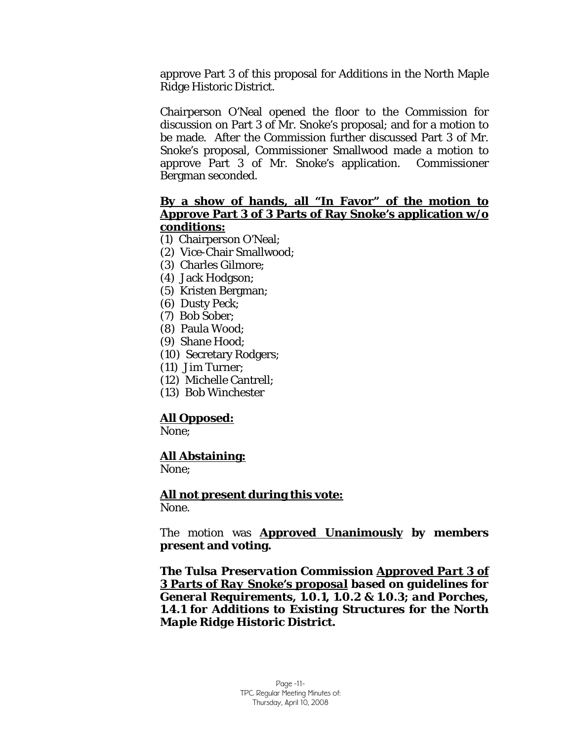approve Part 3 of this proposal for Additions in the North Maple Ridge Historic District.

Chairperson O'Neal opened the floor to the Commission for discussion on Part 3 of Mr. Snoke's proposal; and for a motion to be made. After the Commission further discussed Part 3 of Mr. Snoke's proposal, Commissioner Smallwood made a motion to approve Part 3 of Mr. Snoke's application. Commissioner Bergman seconded.

**By a show of hands, all "In Favor" of the motion to Approve Part 3 of 3 Parts of Ray Snoke's application w/o conditions:**

(1) Chairperson O'Neal;
(2) Vice-Chair Smallwood;
(3) Charles Gilmore;
(4) Jack Hodgson;
(5) Kristen Bergman;
(6) Dusty Peck;
(7) Bob Sober;
(8) Paula Wood;
(9) Shane Hood;
(10) Secretary Rodgers;
(11) Jim Turner;
(12) Michelle Cantrell;
(13) Bob Winchester

**All Opposed:**
None;

**All Abstaining:**
None;

**All not present during this vote:**
None.

The motion was **Approved Unanimously by members present and voting.**

***The Tulsa Preservation Commission Approved Part 3 of 3 Parts of Ray Snoke's proposal based on guidelines for General Requirements, 1.0.1, 1.0.2 & 1.0.3; and Porches, 1.4.1 for Additions to Existing Structures for the North Maple Ridge Historic District.***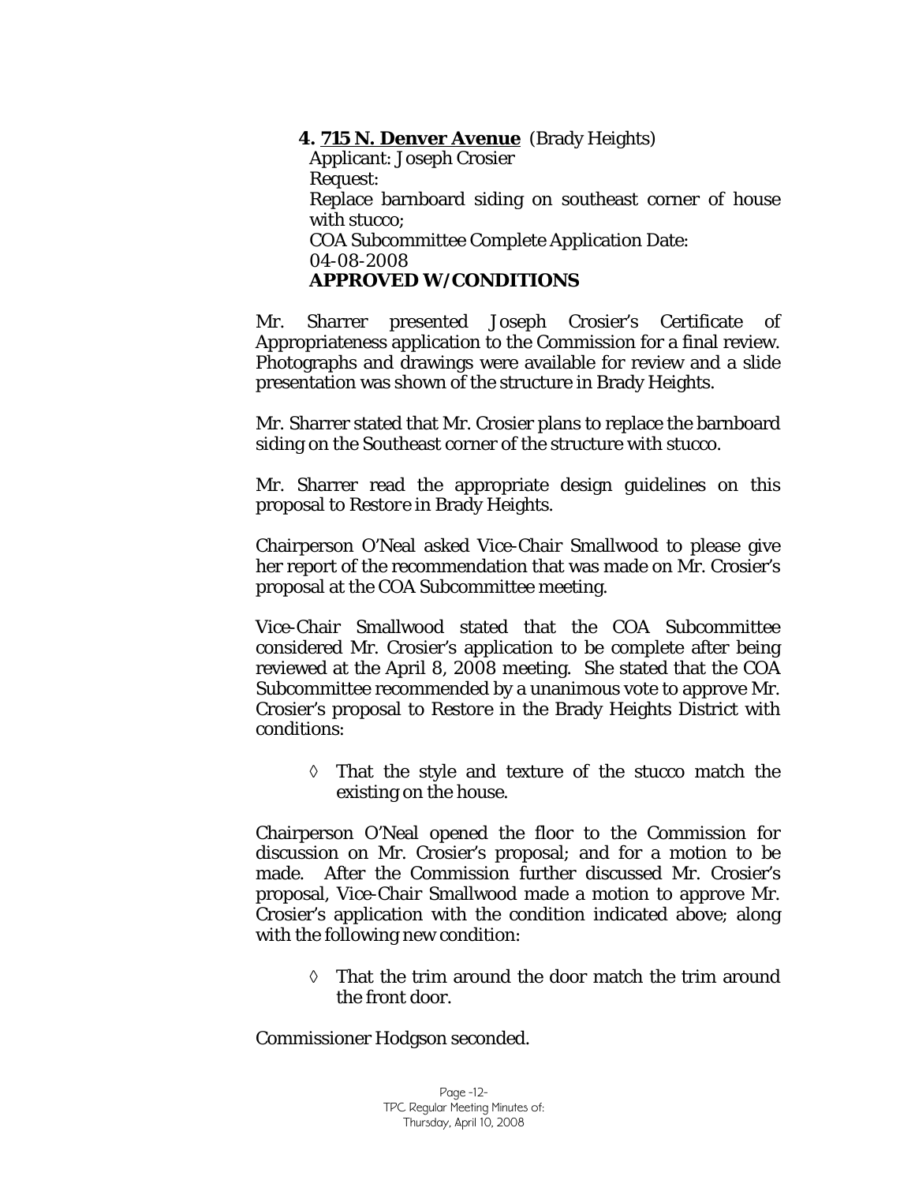**4. <u>715 N. Denver Avenue</u>** (Brady Heights)
Applicant: Joseph Crosier
Request:
Replace barnboard siding on southeast corner of house with stucco;
COA Subcommittee Complete Application Date:
04-08-2008
**APPROVED W/CONDITIONS**

Mr. Sharrer presented Joseph Crosier's Certificate of Appropriateness application to the Commission for a final review. Photographs and drawings were available for review and a slide presentation was shown of the structure in Brady Heights.

Mr. Sharrer stated that Mr. Crosier plans to replace the barnboard siding on the Southeast corner of the structure with stucco.

Mr. Sharrer read the appropriate design guidelines on this proposal to *Restore* in Brady Heights.

Chairperson O'Neal asked Vice-Chair Smallwood to please give her report of the recommendation that was made on Mr. Crosier's proposal at the COA Subcommittee meeting.

Vice-Chair Smallwood stated that the COA Subcommittee considered Mr. Crosier's application to be complete after being reviewed at the April 8, 2008 meeting. She stated that the COA Subcommittee recommended by a unanimous vote to approve Mr. Crosier's proposal to *Restore* in the Brady Heights District with conditions:

◊ That the style and texture of the stucco match the existing on the house.

Chairperson O'Neal opened the floor to the Commission for discussion on Mr. Crosier's proposal; and for a motion to be made. After the Commission further discussed Mr. Crosier's proposal, Vice-Chair Smallwood made a motion to approve Mr. Crosier's application with the condition indicated above; along with the following new condition:

◊ That the trim around the door match the trim around the front door.

Commissioner Hodgson seconded.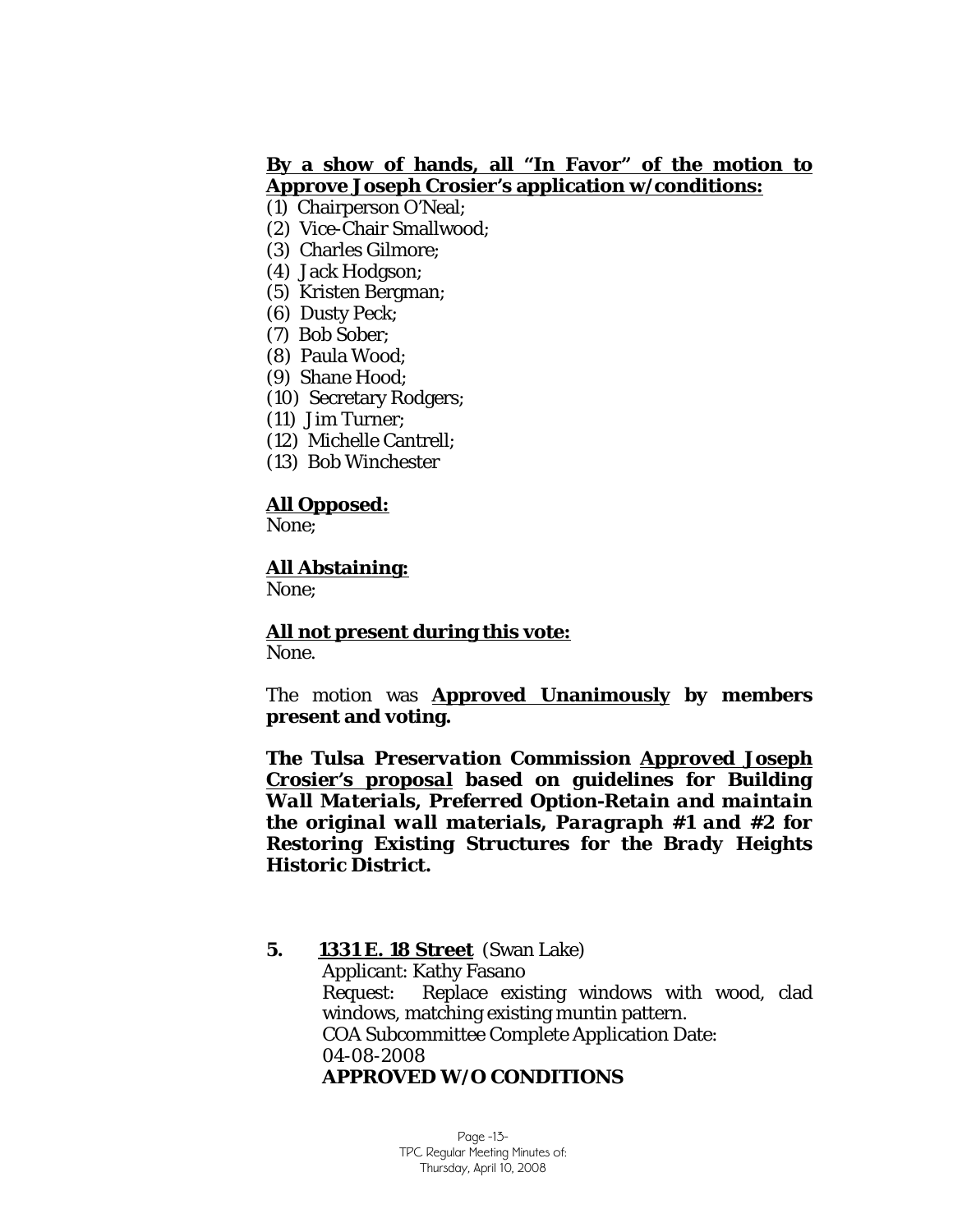**<u>By a show of hands, all "In Favor" of the motion to Approve Joseph Crosier's application w/conditions:</u>**

(1) Chairperson O'Neal;
(2) Vice-Chair Smallwood;
(3) Charles Gilmore;
(4) Jack Hodgson;
(5) Kristen Bergman;
(6) Dusty Peck;
(7) Bob Sober;
(8) Paula Wood;
(9) Shane Hood;
(10) Secretary Rodgers;
(11) Jim Turner;
(12) Michelle Cantrell;
(13) Bob Winchester

**<u>All Opposed:</u>**
None;

**<u>All Abstaining:</u>**
None;

**<u>All not present during this vote:</u>**
None.

The motion was **<u>Approved Unanimously</u> by members present and voting.**

***The Tulsa Preservation Commission <u>Approved Joseph Crosier's proposal</u> based on guidelines for Building Wall Materials, Preferred Option-Retain and maintain the original wall materials, Paragraph #1 and #2 for Restoring Existing Structures for the Brady Heights Historic District.***

**5. <u>1331 E. 18 Street</u>** (Swan Lake)
Applicant: Kathy Fasano
Request: Replace existing windows with wood, clad windows, matching existing muntin pattern.
COA Subcommittee Complete Application Date:
04-08-2008
**APPROVED W/O CONDITIONS**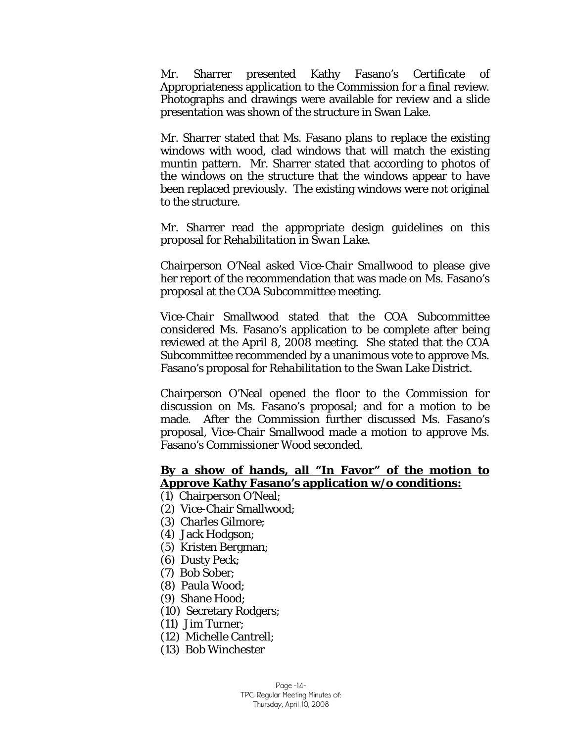Mr. Sharrer presented Kathy Fasano's Certificate of Appropriateness application to the Commission for a final review. Photographs and drawings were available for review and a slide presentation was shown of the structure in Swan Lake.

Mr. Sharrer stated that Ms. Fasano plans to replace the existing windows with wood, clad windows that will match the existing muntin pattern. Mr. Sharrer stated that according to photos of the windows on the structure that the windows appear to have been replaced previously. The existing windows were not original to the structure.

Mr. Sharrer read the appropriate design guidelines on this proposal for *Rehabilitation in Swan Lake*.

Chairperson O'Neal asked Vice-Chair Smallwood to please give her report of the recommendation that was made on Ms. Fasano's proposal at the COA Subcommittee meeting.

Vice-Chair Smallwood stated that the COA Subcommittee considered Ms. Fasano's application to be complete after being reviewed at the April 8, 2008 meeting. She stated that the COA Subcommittee recommended by a unanimous vote to approve Ms. Fasano's proposal for *Rehabilitation* to the Swan Lake District.

Chairperson O'Neal opened the floor to the Commission for discussion on Ms. Fasano's proposal; and for a motion to be made. After the Commission further discussed Ms. Fasano's proposal, Vice-Chair Smallwood made a motion to approve Ms. Fasano's Commissioner Wood seconded.

**By a show of hands, all "In Favor" of the motion to Approve Kathy Fasano's application w/o conditions:**

(1) Chairperson O'Neal;
(2) Vice-Chair Smallwood;
(3) Charles Gilmore;
(4) Jack Hodgson;
(5) Kristen Bergman;
(6) Dusty Peck;
(7) Bob Sober;
(8) Paula Wood;
(9) Shane Hood;
(10) Secretary Rodgers;
(11) Jim Turner;
(12) Michelle Cantrell;
(13) Bob Winchester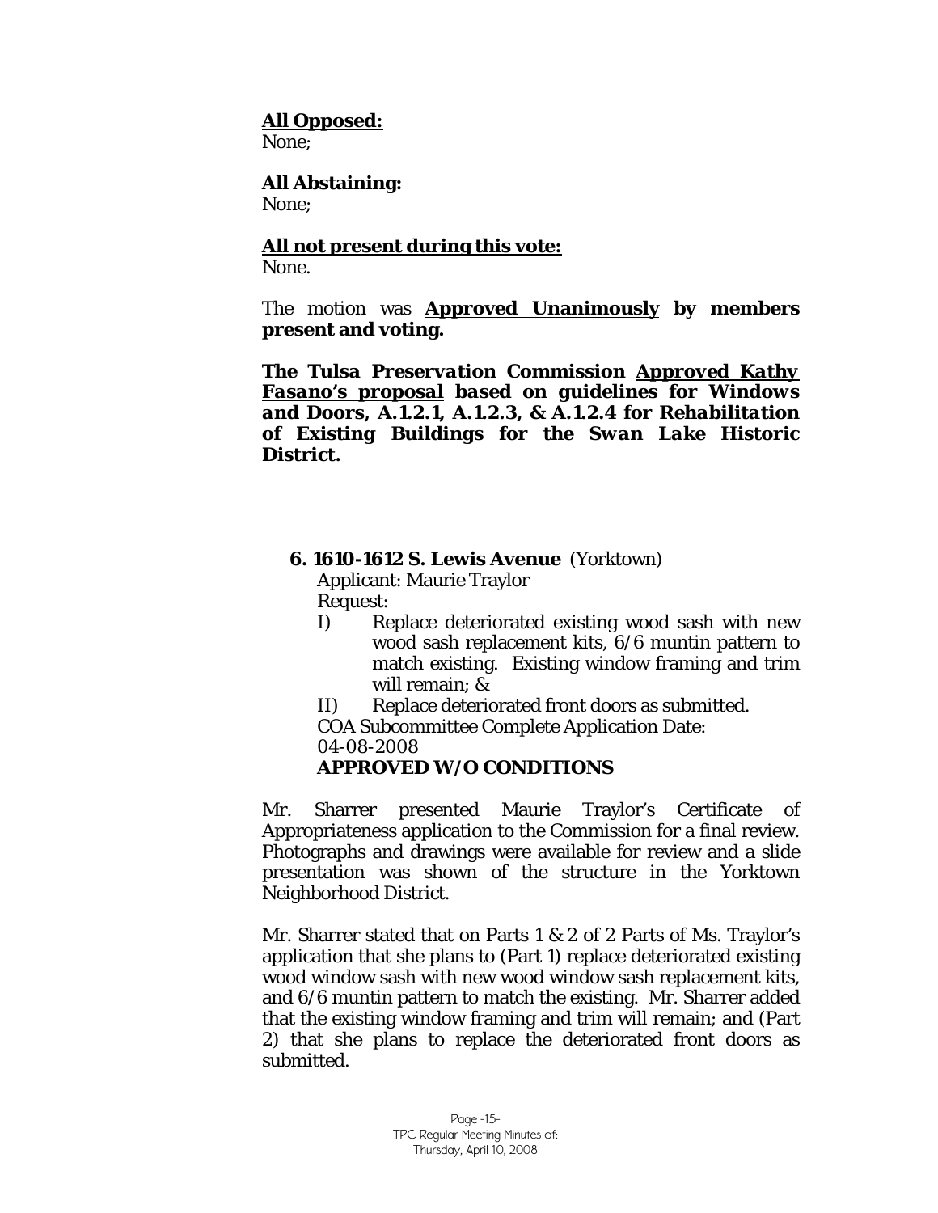**All Opposed:**
None;

**All Abstaining:**
None;

**All not present during this vote:**
None.

The motion was **Approved Unanimously by members present and voting.**

***The Tulsa Preservation Commission Approved Kathy Fasano's proposal based on guidelines for Windows and Doors, A.1.2.1, A.1.2.3, & A.1.2.4 for Rehabilitation of Existing Buildings for the Swan Lake Historic District.***

**6. 1610-1612 S. Lewis Avenue** (Yorktown)

Applicant: Maurie Traylor

Request:

I) Replace deteriorated existing wood sash with new wood sash replacement kits, 6/6 muntin pattern to match existing. Existing window framing and trim will remain; &

II) Replace deteriorated front doors as submitted.

COA Subcommittee Complete Application Date: 04-08-2008

**APPROVED W/O CONDITIONS**

Mr. Sharrer presented Maurie Traylor's Certificate of Appropriateness application to the Commission for a final review. Photographs and drawings were available for review and a slide presentation was shown of the structure in the Yorktown Neighborhood District.

Mr. Sharrer stated that on Parts 1 & 2 of 2 Parts of Ms. Traylor's application that she plans to (Part 1) replace deteriorated existing wood window sash with new wood window sash replacement kits, and 6/6 muntin pattern to match the existing. Mr. Sharrer added that the existing window framing and trim will remain; and (Part 2) that she plans to replace the deteriorated front doors as submitted.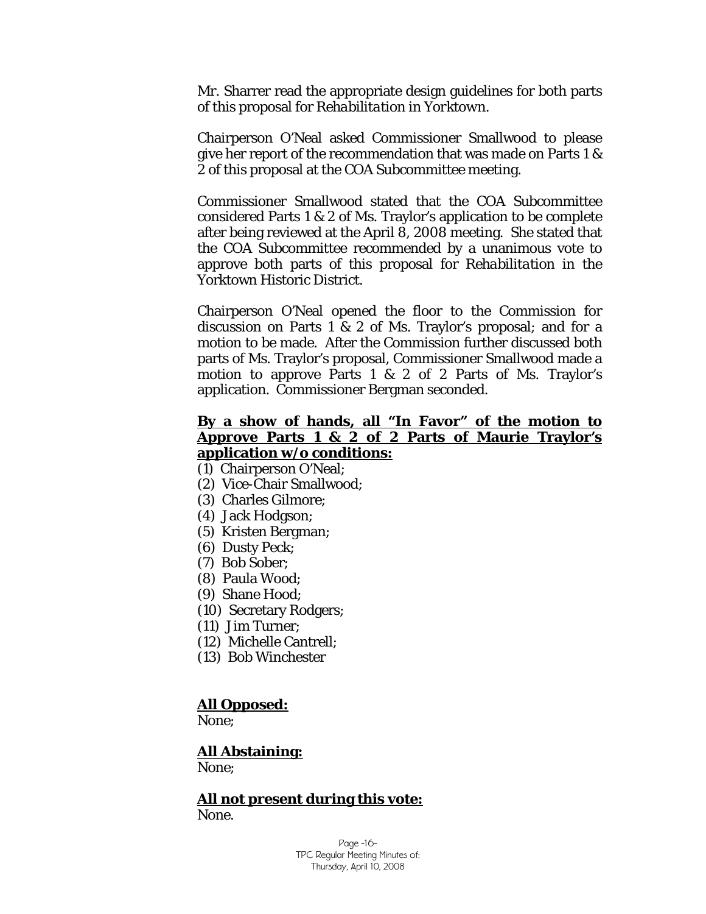Mr. Sharrer read the appropriate design guidelines for both parts of this proposal for *Rehabilitation in Yorktown*.

Chairperson O'Neal asked Commissioner Smallwood to please give her report of the recommendation that was made on Parts 1 & 2 of this proposal at the COA Subcommittee meeting.

Commissioner Smallwood stated that the COA Subcommittee considered Parts 1 & 2 of Ms. Traylor's application to be complete after being reviewed at the April 8, 2008 meeting. She stated that the COA Subcommittee recommended by a unanimous vote to approve both parts of this proposal for *Rehabilitation* in the Yorktown Historic District.

Chairperson O'Neal opened the floor to the Commission for discussion on Parts 1 & 2 of Ms. Traylor's proposal; and for a motion to be made. After the Commission further discussed both parts of Ms. Traylor's proposal, Commissioner Smallwood made a motion to approve Parts 1 & 2 of 2 Parts of Ms. Traylor's application. Commissioner Bergman seconded.

**By a show of hands, all "In Favor" of the motion to Approve Parts 1 & 2 of 2 Parts of Maurie Traylor's application w/o conditions:**

(1) Chairperson O'Neal;
(2) Vice-Chair Smallwood;
(3) Charles Gilmore;
(4) Jack Hodgson;
(5) Kristen Bergman;
(6) Dusty Peck;
(7) Bob Sober;
(8) Paula Wood;
(9) Shane Hood;
(10) Secretary Rodgers;
(11) Jim Turner;
(12) Michelle Cantrell;
(13) Bob Winchester

**All Opposed:**
None;

**All Abstaining:**
None;

**All not present during this vote:**
None.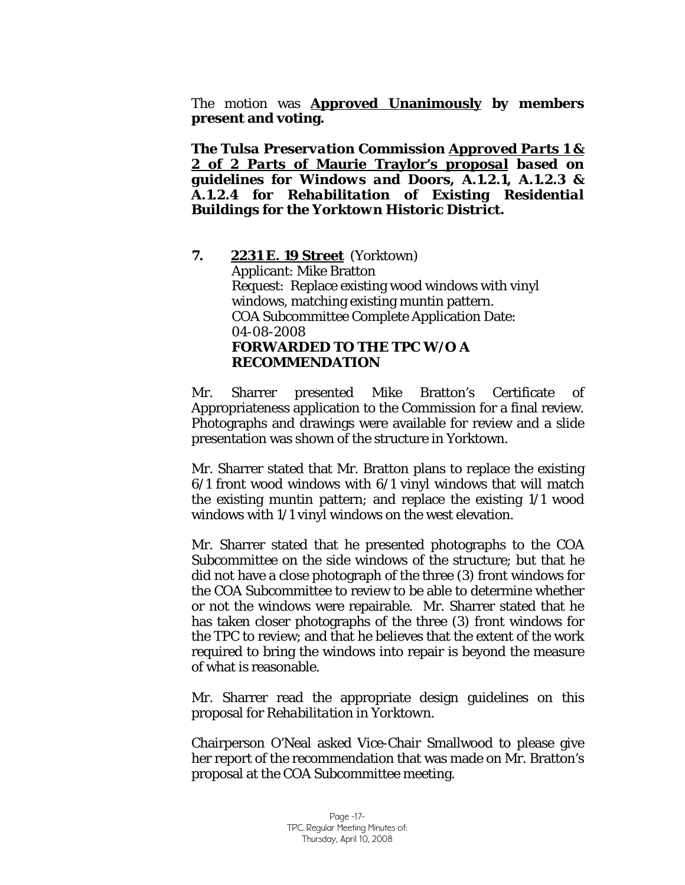The motion was **<u>Approved Unanimously</u> by members present and voting.**

***The Tulsa Preservation Commission <u>Approved Parts 1 & 2 of 2 Parts of Maurie Traylor's proposal</u> based on guidelines for Windows and Doors, A.1.2.1, A.1.2.3 & A.1.2.4 for Rehabilitation of Existing Residential Buildings for the Yorktown Historic District.***

**7.** **<u>2231 E. 19 Street</u>** (Yorktown)
Applicant: Mike Bratton
Request: Replace existing wood windows with vinyl windows, matching existing muntin pattern.
COA Subcommittee Complete Application Date: 04-08-2008
**FORWARDED TO THE TPC W/O A RECOMMENDATION**

Mr. Sharrer presented Mike Bratton's Certificate of Appropriateness application to the Commission for a final review. Photographs and drawings were available for review and a slide presentation was shown of the structure in Yorktown.

Mr. Sharrer stated that Mr. Bratton plans to replace the existing 6/1 front wood windows with 6/1 vinyl windows that will match the existing muntin pattern; and replace the existing 1/1 wood windows with 1/1 vinyl windows on the west elevation.

Mr. Sharrer stated that he presented photographs to the COA Subcommittee on the side windows of the structure; but that he did not have a close photograph of the three (3) front windows for the COA Subcommittee to review to be able to determine whether or not the windows were repairable. Mr. Sharrer stated that he has taken closer photographs of the three (3) front windows for the TPC to review; and that he believes that the extent of the work required to bring the windows into repair is beyond the measure of what is reasonable.

Mr. Sharrer read the appropriate design guidelines on this proposal for *Rehabilitation in Yorktown*.

Chairperson O'Neal asked Vice-Chair Smallwood to please give her report of the recommendation that was made on Mr. Bratton's proposal at the COA Subcommittee meeting.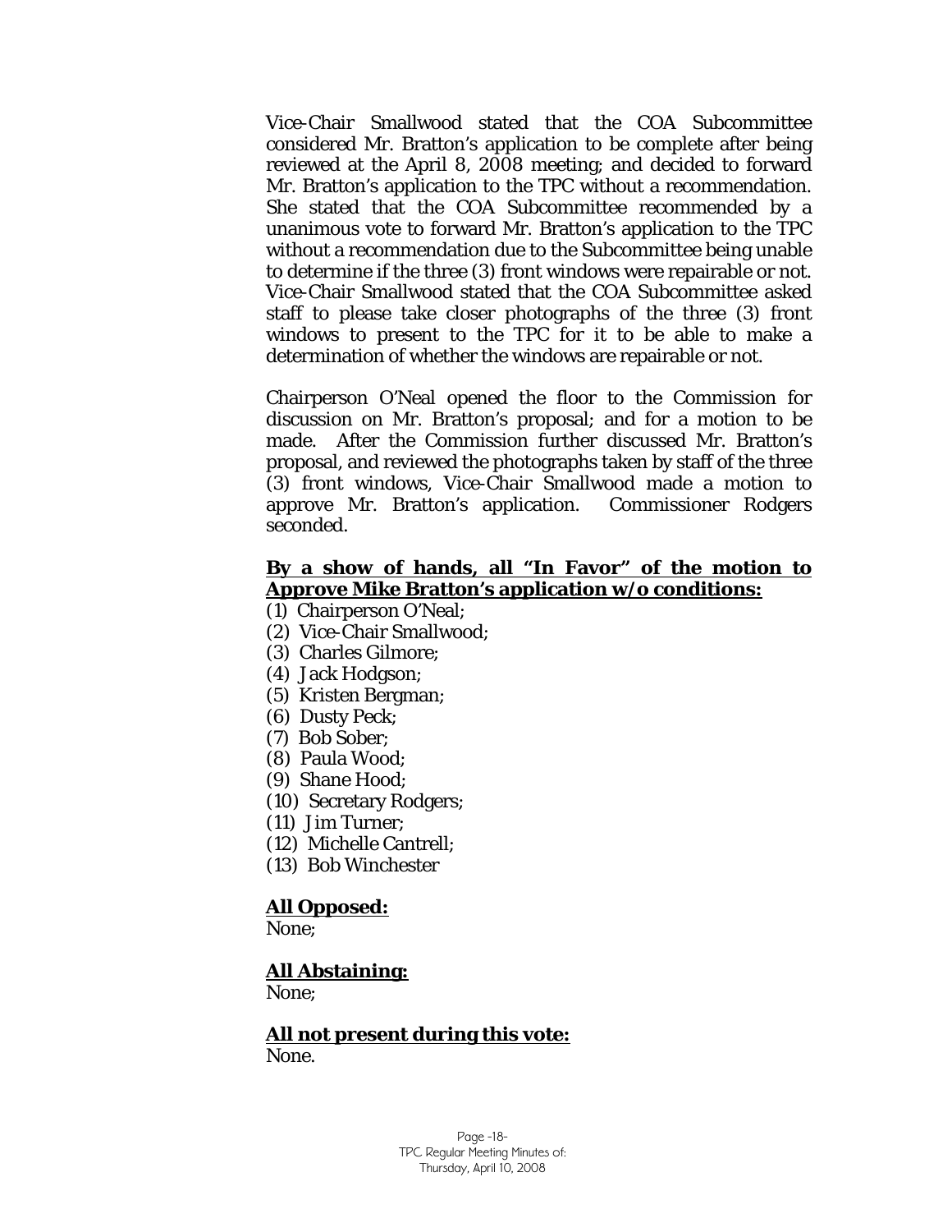Vice-Chair Smallwood stated that the COA Subcommittee considered Mr. Bratton's application to be complete after being reviewed at the April 8, 2008 meeting; and decided to forward Mr. Bratton's application to the TPC without a recommendation. She stated that the COA Subcommittee recommended by a unanimous vote to forward Mr. Bratton's application to the TPC without a recommendation due to the Subcommittee being unable to determine if the three (3) front windows were repairable or not. Vice-Chair Smallwood stated that the COA Subcommittee asked staff to please take closer photographs of the three (3) front windows to present to the TPC for it to be able to make a determination of whether the windows are repairable or not.

Chairperson O'Neal opened the floor to the Commission for discussion on Mr. Bratton's proposal; and for a motion to be made. After the Commission further discussed Mr. Bratton's proposal, and reviewed the photographs taken by staff of the three (3) front windows, Vice-Chair Smallwood made a motion to approve Mr. Bratton's application. Commissioner Rodgers seconded.

**By a show of hands, all "In Favor" of the motion to Approve Mike Bratton's application w/o conditions:**

(1) Chairperson O'Neal;
(2) Vice-Chair Smallwood;
(3) Charles Gilmore;
(4) Jack Hodgson;
(5) Kristen Bergman;
(6) Dusty Peck;
(7) Bob Sober;
(8) Paula Wood;
(9) Shane Hood;
(10) Secretary Rodgers;
(11) Jim Turner;
(12) Michelle Cantrell;
(13) Bob Winchester

**All Opposed:**

None;

**All Abstaining:**

None;

**All not present during this vote:**

None.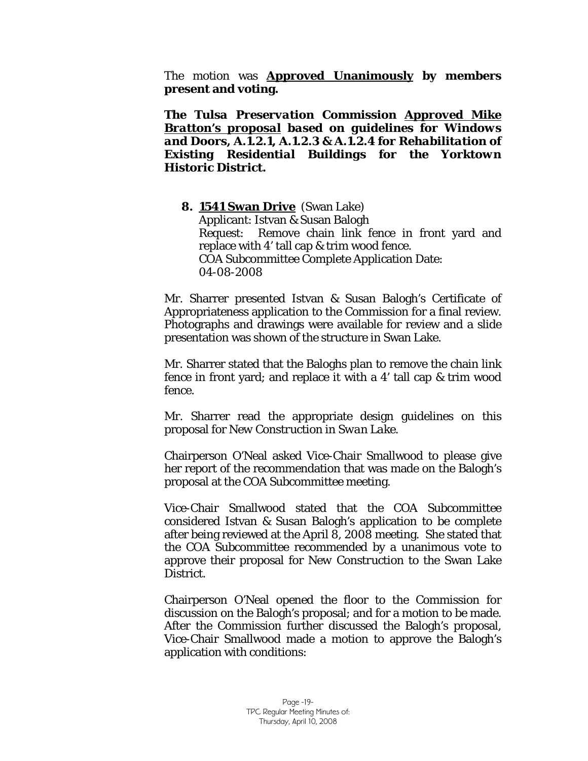The motion was **Approved Unanimously by members present and voting.**

***The Tulsa Preservation Commission Approved Mike Bratton's proposal based on guidelines for Windows and Doors, A.1.2.1, A.1.2.3 & A.1.2.4 for Rehabilitation of Existing Residential Buildings for the Yorktown Historic District.***

**8. 1541 Swan Drive** (Swan Lake)
Applicant: Istvan & Susan Balogh
Request: Remove chain link fence in front yard and replace with 4' tall cap & trim wood fence.
COA Subcommittee Complete Application Date: 04-08-2008

Mr. Sharrer presented Istvan & Susan Balogh's Certificate of Appropriateness application to the Commission for a final review. Photographs and drawings were available for review and a slide presentation was shown of the structure in Swan Lake.

Mr. Sharrer stated that the Baloghs plan to remove the chain link fence in front yard; and replace it with a 4' tall cap & trim wood fence.

Mr. Sharrer read the appropriate design guidelines on this proposal for *New Construction in Swan Lake.*

Chairperson O'Neal asked Vice-Chair Smallwood to please give her report of the recommendation that was made on the Balogh's proposal at the COA Subcommittee meeting.

Vice-Chair Smallwood stated that the COA Subcommittee considered Istvan & Susan Balogh's application to be complete after being reviewed at the April 8, 2008 meeting. She stated that the COA Subcommittee recommended by a unanimous vote to approve their proposal for New Construction to the Swan Lake District.

Chairperson O'Neal opened the floor to the Commission for discussion on the Balogh's proposal; and for a motion to be made. After the Commission further discussed the Balogh's proposal, Vice-Chair Smallwood made a motion to approve the Balogh's application with conditions: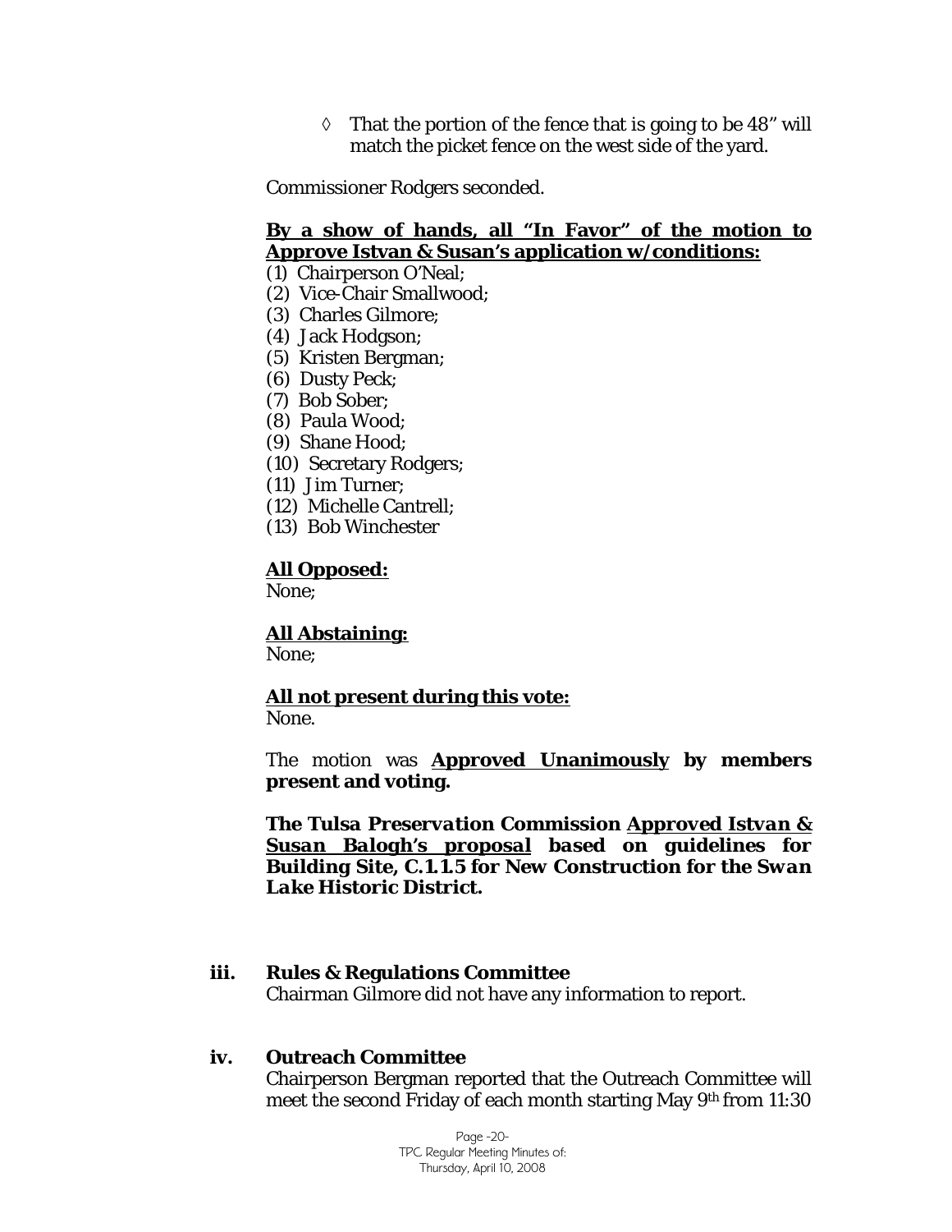◊ That the portion of the fence that is going to be 48" will match the picket fence on the west side of the yard.

Commissioner Rodgers seconded.

**By a show of hands, all "In Favor" of the motion to Approve Istvan & Susan's application w/conditions:**

(1) Chairperson O'Neal;
(2) Vice-Chair Smallwood;
(3) Charles Gilmore;
(4) Jack Hodgson;
(5) Kristen Bergman;
(6) Dusty Peck;
(7) Bob Sober;
(8) Paula Wood;
(9) Shane Hood;
(10) Secretary Rodgers;
(11) Jim Turner;
(12) Michelle Cantrell;
(13) Bob Winchester

**All Opposed:**
None;

**All Abstaining:**
None;

**All not present during this vote:**
None.

The motion was **Approved Unanimously by members present and voting.**

***The Tulsa Preservation Commission Approved Istvan & Susan Balogh's proposal based on guidelines for Building Site, C.1.1.5 for New Construction for the Swan Lake Historic District.***

### iii. Rules & Regulations Committee

Chairman Gilmore did not have any information to report.

### iv. Outreach Committee

Chairperson Bergman reported that the Outreach Committee will meet the second Friday of each month starting May 9th from 11:30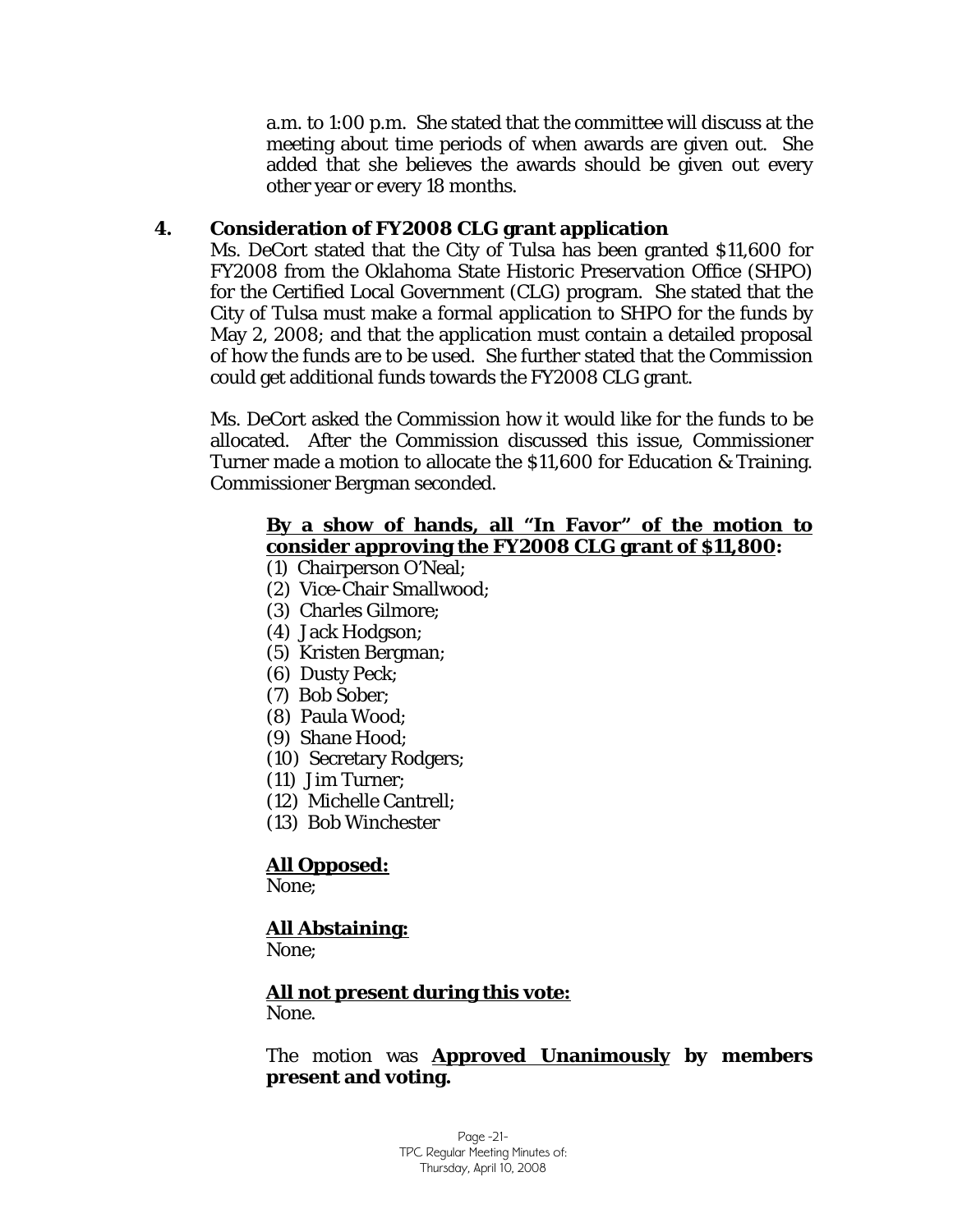a.m. to 1:00 p.m. She stated that the committee will discuss at the meeting about time periods of when awards are given out. She added that she believes the awards should be given out every other year or every 18 months.

**4. Consideration of FY2008 CLG grant application**

Ms. DeCort stated that the City of Tulsa has been granted $11,600 for FY2008 from the Oklahoma State Historic Preservation Office (SHPO) for the Certified Local Government (CLG) program. She stated that the City of Tulsa must make a formal application to SHPO for the funds by May 2, 2008; and that the application must contain a detailed proposal of how the funds are to be used. She further stated that the Commission could get additional funds towards the FY2008 CLG grant.

Ms. DeCort asked the Commission how it would like for the funds to be allocated. After the Commission discussed this issue, Commissioner Turner made a motion to allocate the $11,600 for Education & Training. Commissioner Bergman seconded.

**By a show of hands, all "In Favor" of the motion to consider approving the FY2008 CLG grant of $11,800:**

(1) Chairperson O'Neal;
(2) Vice-Chair Smallwood;
(3) Charles Gilmore;
(4) Jack Hodgson;
(5) Kristen Bergman;
(6) Dusty Peck;
(7) Bob Sober;
(8) Paula Wood;
(9) Shane Hood;
(10) Secretary Rodgers;
(11) Jim Turner;
(12) Michelle Cantrell;
(13) Bob Winchester

**All Opposed:**
None;

**All Abstaining:**
None;

**All not present during this vote:**
None.

The motion was **Approved Unanimously by members present and voting.**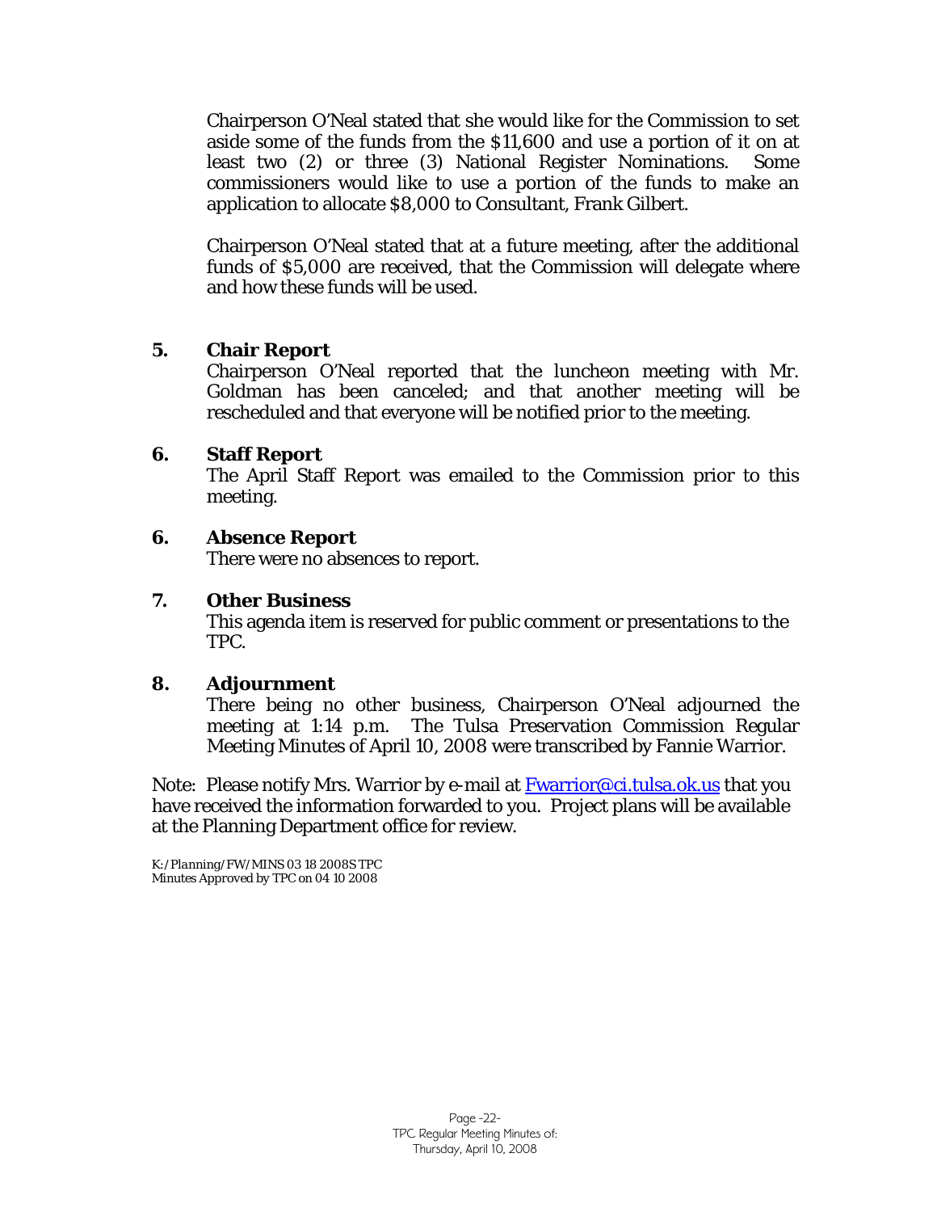Chairperson O'Neal stated that she would like for the Commission to set aside some of the funds from the $11,600 and use a portion of it on at least two (2) or three (3) National Register Nominations. Some commissioners would like to use a portion of the funds to make an application to allocate $8,000 to Consultant, Frank Gilbert.

Chairperson O'Neal stated that at a future meeting, after the additional funds of $5,000 are received, that the Commission will delegate where and how these funds will be used.

**5. Chair Report**

Chairperson O'Neal reported that the luncheon meeting with Mr. Goldman has been canceled; and that another meeting will be rescheduled and that everyone will be notified prior to the meeting.

**6. Staff Report**

The April Staff Report was emailed to the Commission prior to this meeting.

**6. Absence Report**

There were no absences to report.

**7. Other Business**

This agenda item is reserved for public comment or presentations to the TPC.

**8. Adjournment**

There being no other business, Chairperson O'Neal adjourned the meeting at 1:14 p.m. The Tulsa Preservation Commission Regular Meeting Minutes of April 10, 2008 were transcribed by Fannie Warrior.

Note: Please notify Mrs. Warrior by e-mail at [Fwarrior@ci.tulsa.ok.us](mailto:Fwarrior@ci.tulsa.ok.us) that you have received the information forwarded to you. Project plans will be available at the Planning Department office for review.

*K:/Planning/FW/MINS 03 18 2008S TPC*
*Minutes Approved by TPC on 04 10 2008*